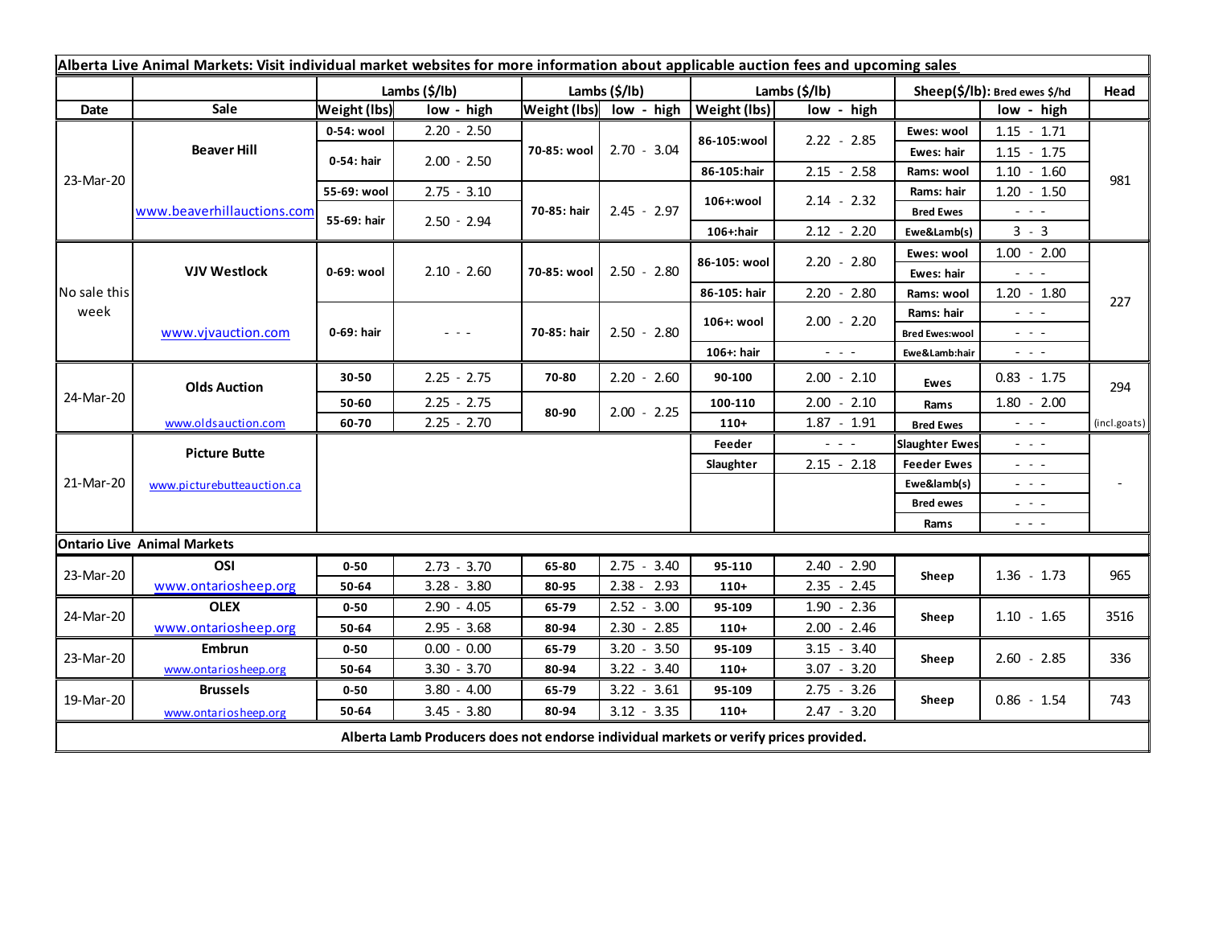**Alberta Live Animal Markets: Visit individual market websites for more information about applicable auction fees and upcoming sales**

| Date | Sale | Lambs ($/lb) Weight (lbs) | low - high | Lambs ($/lb) Weight (lbs) | low - high | Lambs ($/lb) Weight (lbs) | low - high | Sheep($/lb): Bred ewes $/hd | low - high | Head |
|---|---|---|---|---|---|---|---|---|---|---|
| 23-Mar-20 | Beaver Hill www.beaverhillauctions.com | 0-54: wool | 2.20 - 2.50 | 70-85: wool | 2.70 - 3.04 | 86-105:wool | 2.22 - 2.85 | Ewes: wool | 1.15 - 1.71 | 981 |
| | | 0-54: hair | 2.00 - 2.50 | | | | | Ewes: hair | 1.15 - 1.75 | |
| | | | | | | 86-105:hair | 2.15 - 2.58 | Rams: wool | 1.10 - 1.60 | |
| | | 55-69: wool | 2.75 - 3.10 | 70-85: hair | 2.45 - 2.97 | 106+:wool | 2.14 - 2.32 | Rams: hair | 1.20 - 1.50 | |
| | | 55-69: hair | 2.50 - 2.94 | | | | | Bred Ewes | - - - | |
| | | | | | | 106+:hair | 2.12 - 2.20 | Ewe&Lamb(s) | 3 - 3 | |
| No sale this week | VJV Westlock www.vjvauction.com | 0-69: wool | 2.10 - 2.60 | 70-85: wool | 2.50 - 2.80 | 86-105: wool | 2.20 - 2.80 | Ewes: wool | 1.00 - 2.00 | 227 |
| | | | | | | | | Ewes: hair | - - - | |
| | | | | | | 86-105: hair | 2.20 - 2.80 | Rams: wool | 1.20 - 1.80 | |
| | | 0-69: hair | - - - | 70-85: hair | 2.50 - 2.80 | 106+: wool | 2.00 - 2.20 | Rams: hair | - - - | |
| | | | | | | | | Bred Ewes:wool | - - - | |
| | | | | | | 106+: hair | - - - | Ewe&Lamb:hair | - - - | |
| 24-Mar-20 | Olds Auction www.oldsauction.com | 30-50 | 2.25 - 2.75 | 70-80 | 2.20 - 2.60 | 90-100 | 2.00 - 2.10 | Ewes | 0.83 - 1.75 | 294 |
| | | 50-60 | 2.25 - 2.75 | 80-90 | 2.00 - 2.25 | 100-110 | 2.00 - 2.10 | Rams | 1.80 - 2.00 | |
| | | 60-70 | 2.25 - 2.70 | | | 110+ | 1.87 - 1.91 | Bred Ewes | - - - | (incl.goats) |
| 21-Mar-20 | Picture Butte www.picturebutteauction.ca | | | | | Feeder | - - - | Slaughter Ewes | - - - | - |
| | | | | | | Slaughter | 2.15 - 2.18 | Feeder Ewes | - - - | |
| | | | | | | | | Ewe&lamb(s) | - - - | |
| | | | | | | | | Bred ewes | - - - | |
| | | | | | | | | Rams | - - - | |

**Ontario Live Animal Markets**

| Date | Sale | Weight (lbs) | low - high | Weight (lbs) | low - high | Weight (lbs) | low - high | | low - high | Head |
|---|---|---|---|---|---|---|---|---|---|---|
| 23-Mar-20 | OSI www.ontariosheep.org | 0-50 | 2.73 - 3.70 | 65-80 | 2.75 - 3.40 | 95-110 | 2.40 - 2.90 | Sheep | 1.36 - 1.73 | 965 |
| | | 50-64 | 3.28 - 3.80 | 80-95 | 2.38 - 2.93 | 110+ | 2.35 - 2.45 | | | |
| 24-Mar-20 | OLEX www.ontariosheep.org | 0-50 | 2.90 - 4.05 | 65-79 | 2.52 - 3.00 | 95-109 | 1.90 - 2.36 | Sheep | 1.10 - 1.65 | 3516 |
| | | 50-64 | 2.95 - 3.68 | 80-94 | 2.30 - 2.85 | 110+ | 2.00 - 2.46 | | | |
| 23-Mar-20 | Embrun www.ontariosheep.org | 0-50 | 0.00 - 0.00 | 65-79 | 3.20 - 3.50 | 95-109 | 3.15 - 3.40 | Sheep | 2.60 - 2.85 | 336 |
| | | 50-64 | 3.30 - 3.70 | 80-94 | 3.22 - 3.40 | 110+ | 3.07 - 3.20 | | | |
| 19-Mar-20 | Brussels www.ontariosheep.org | 0-50 | 3.80 - 4.00 | 65-79 | 3.22 - 3.61 | 95-109 | 2.75 - 3.26 | Sheep | 0.86 - 1.54 | 743 |
| | | 50-64 | 3.45 - 3.80 | 80-94 | 3.12 - 3.35 | 110+ | 2.47 - 3.20 | | | |

**Alberta Lamb Producers does not endorse individual markets or verify prices provided.**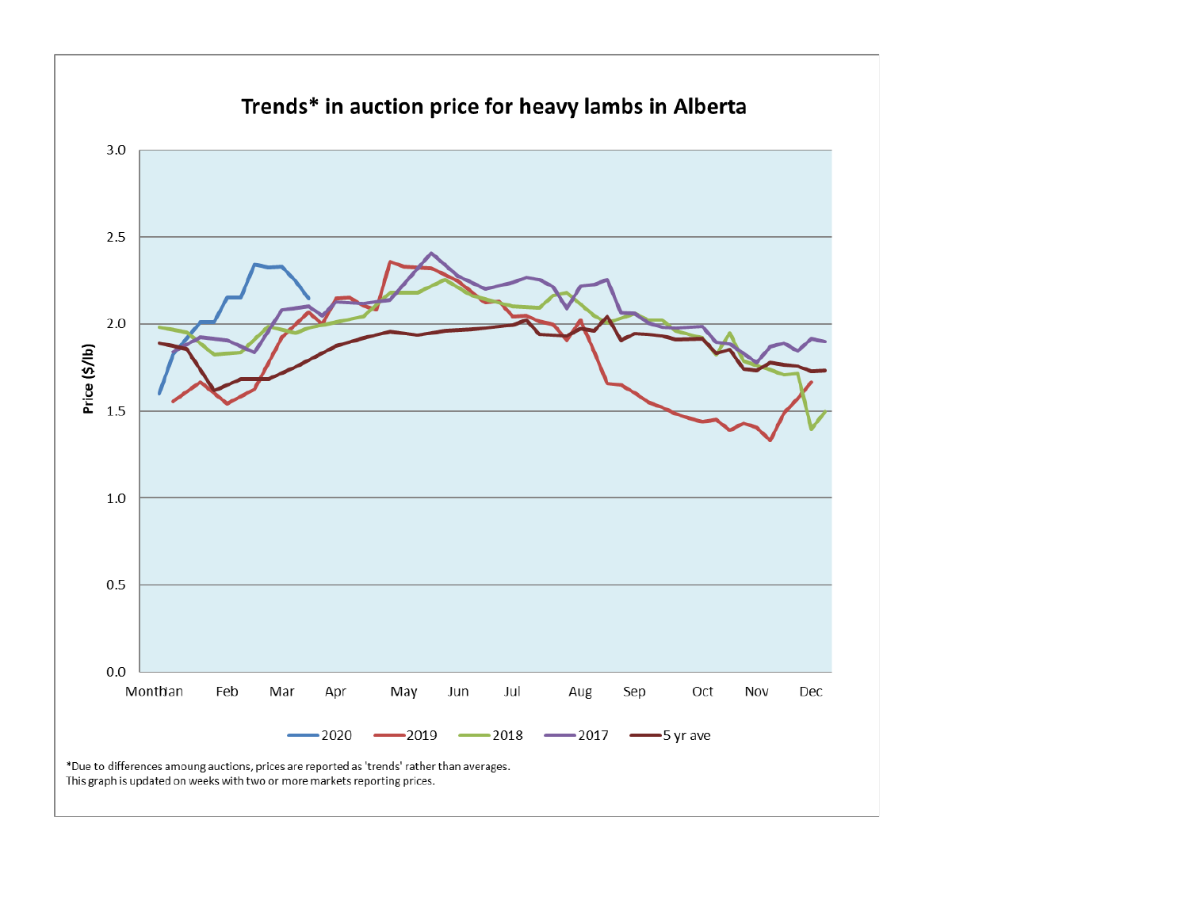## Trends* in auction price for heavy lambs in Alberta

Price ($/lb)

3.0
2.5
2.0
1.5
1.0
0.5
0.0

Month Jan Feb Mar Apr May Jun Jul Aug Sep Oct Nov Dec

2020 2019 2018 2017 5 yr ave

*Due to differences amoung auctions, prices are reported as 'trends' rather than averages.
This graph is updated on weeks with two or more markets reporting prices.